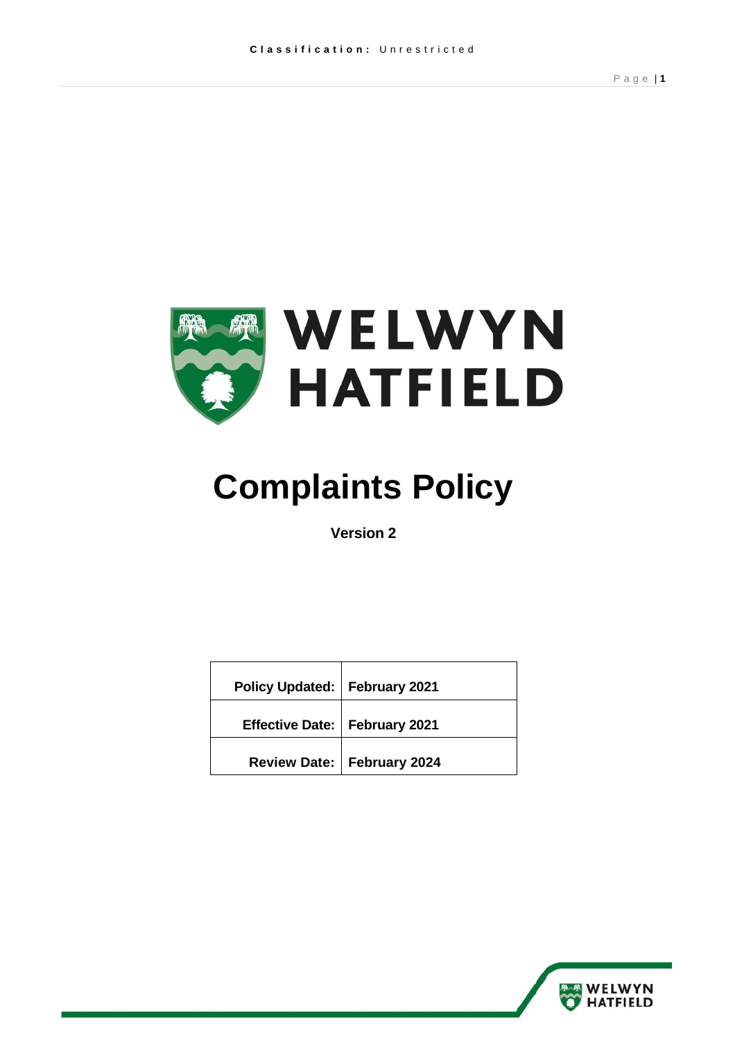# Complaints Policy

**Version 2**

| | |
|---|---|
| **Policy Updated:** | **February 2021** |
| **Effective Date:** | **February 2021** |
| **Review Date:** | **February 2024** |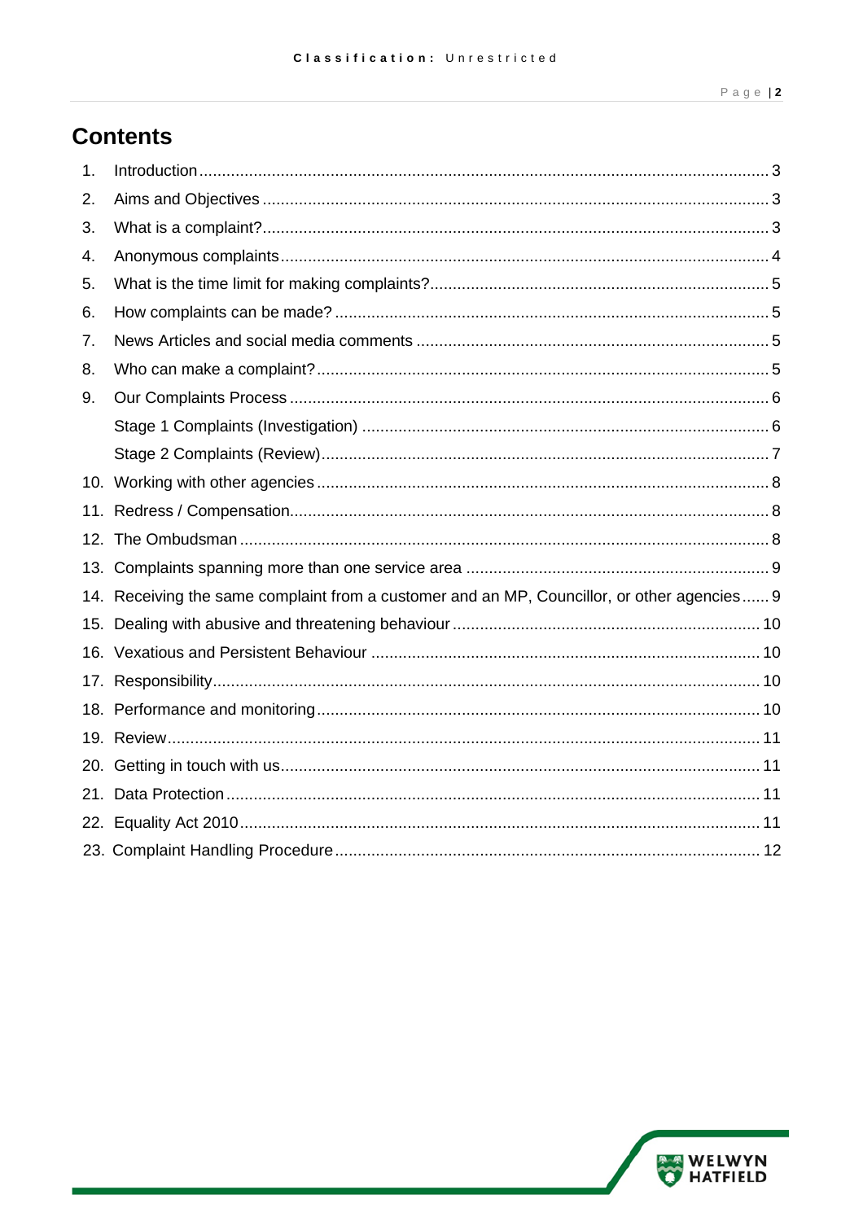# Contents

1. Introduction ... 3
2. Aims and Objectives ... 3
3. What is a complaint? ... 3
4. Anonymous complaints ... 4
5. What is the time limit for making complaints? ... 5
6. How complaints can be made? ... 5
7. News Articles and social media comments ... 5
8. Who can make a complaint? ... 5
9. Our Complaints Process ... 6
   - Stage 1 Complaints (Investigation) ... 6
   - Stage 2 Complaints (Review) ... 7
10. Working with other agencies ... 8
11. Redress / Compensation ... 8
12. The Ombudsman ... 8
13. Complaints spanning more than one service area ... 9
14. Receiving the same complaint from a customer and an MP, Councillor, or other agencies ... 9
15. Dealing with abusive and threatening behaviour ... 10
16. Vexatious and Persistent Behaviour ... 10
17. Responsibility ... 10
18. Performance and monitoring ... 10
19. Review ... 11
20. Getting in touch with us ... 11
21. Data Protection ... 11
22. Equality Act 2010 ... 11
23. Complaint Handling Procedure ... 12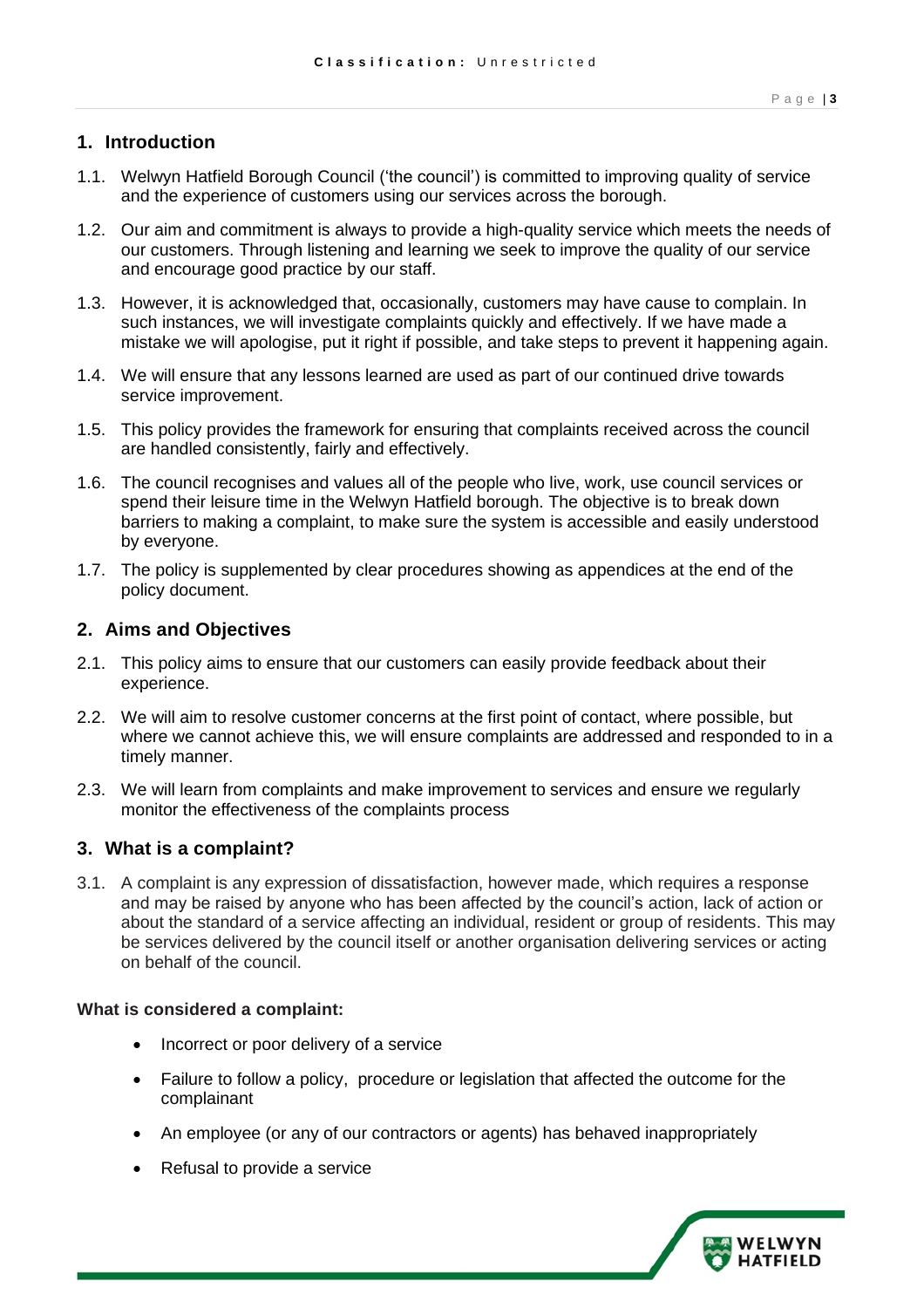## 1. Introduction

1.1. Welwyn Hatfield Borough Council ('the council') is committed to improving quality of service and the experience of customers using our services across the borough.

1.2. Our aim and commitment is always to provide a high-quality service which meets the needs of our customers. Through listening and learning we seek to improve the quality of our service and encourage good practice by our staff.

1.3. However, it is acknowledged that, occasionally, customers may have cause to complain. In such instances, we will investigate complaints quickly and effectively. If we have made a mistake we will apologise, put it right if possible, and take steps to prevent it happening again.

1.4. We will ensure that any lessons learned are used as part of our continued drive towards service improvement.

1.5. This policy provides the framework for ensuring that complaints received across the council are handled consistently, fairly and effectively.

1.6. The council recognises and values all of the people who live, work, use council services or spend their leisure time in the Welwyn Hatfield borough. The objective is to break down barriers to making a complaint, to make sure the system is accessible and easily understood by everyone.

1.7. The policy is supplemented by clear procedures showing as appendices at the end of the policy document.

## 2. Aims and Objectives

2.1. This policy aims to ensure that our customers can easily provide feedback about their experience.

2.2. We will aim to resolve customer concerns at the first point of contact, where possible, but where we cannot achieve this, we will ensure complaints are addressed and responded to in a timely manner.

2.3. We will learn from complaints and make improvement to services and ensure we regularly monitor the effectiveness of the complaints process

## 3. What is a complaint?

3.1. A complaint is any expression of dissatisfaction, however made, which requires a response and may be raised by anyone who has been affected by the council's action, lack of action or about the standard of a service affecting an individual, resident or group of residents. This may be services delivered by the council itself or another organisation delivering services or acting on behalf of the council.

**What is considered a complaint:**

- Incorrect or poor delivery of a service
- Failure to follow a policy, procedure or legislation that affected the outcome for the complainant
- An employee (or any of our contractors or agents) has behaved inappropriately
- Refusal to provide a service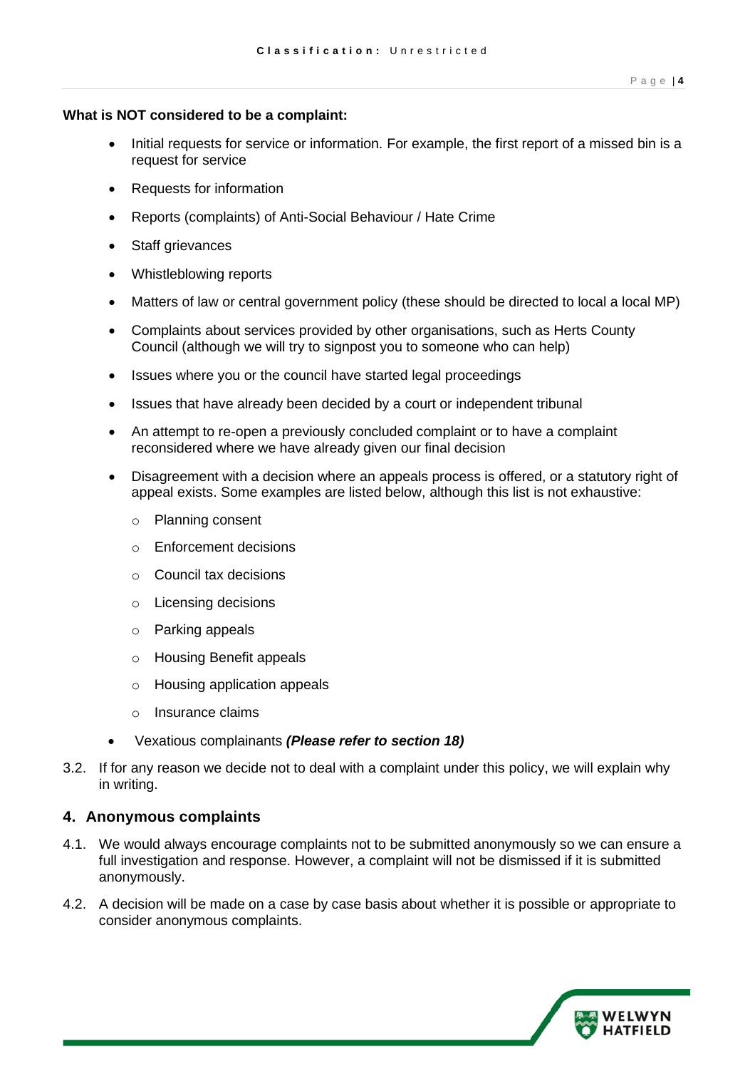**What is NOT considered to be a complaint:**

- Initial requests for service or information. For example, the first report of a missed bin is a request for service
- Requests for information
- Reports (complaints) of Anti-Social Behaviour / Hate Crime
- Staff grievances
- Whistleblowing reports
- Matters of law or central government policy (these should be directed to local a local MP)
- Complaints about services provided by other organisations, such as Herts County Council (although we will try to signpost you to someone who can help)
- Issues where you or the council have started legal proceedings
- Issues that have already been decided by a court or independent tribunal
- An attempt to re-open a previously concluded complaint or to have a complaint reconsidered where we have already given our final decision
- Disagreement with a decision where an appeals process is offered, or a statutory right of appeal exists. Some examples are listed below, although this list is not exhaustive:
    - Planning consent
    - Enforcement decisions
    - Council tax decisions
    - Licensing decisions
    - Parking appeals
    - Housing Benefit appeals
    - Housing application appeals
    - Insurance claims
- Vexatious complainants ***(Please refer to section 18)***

3.2. If for any reason we decide not to deal with a complaint under this policy, we will explain why in writing.

## 4. Anonymous complaints

4.1. We would always encourage complaints not to be submitted anonymously so we can ensure a full investigation and response. However, a complaint will not be dismissed if it is submitted anonymously.

4.2. A decision will be made on a case by case basis about whether it is possible or appropriate to consider anonymous complaints.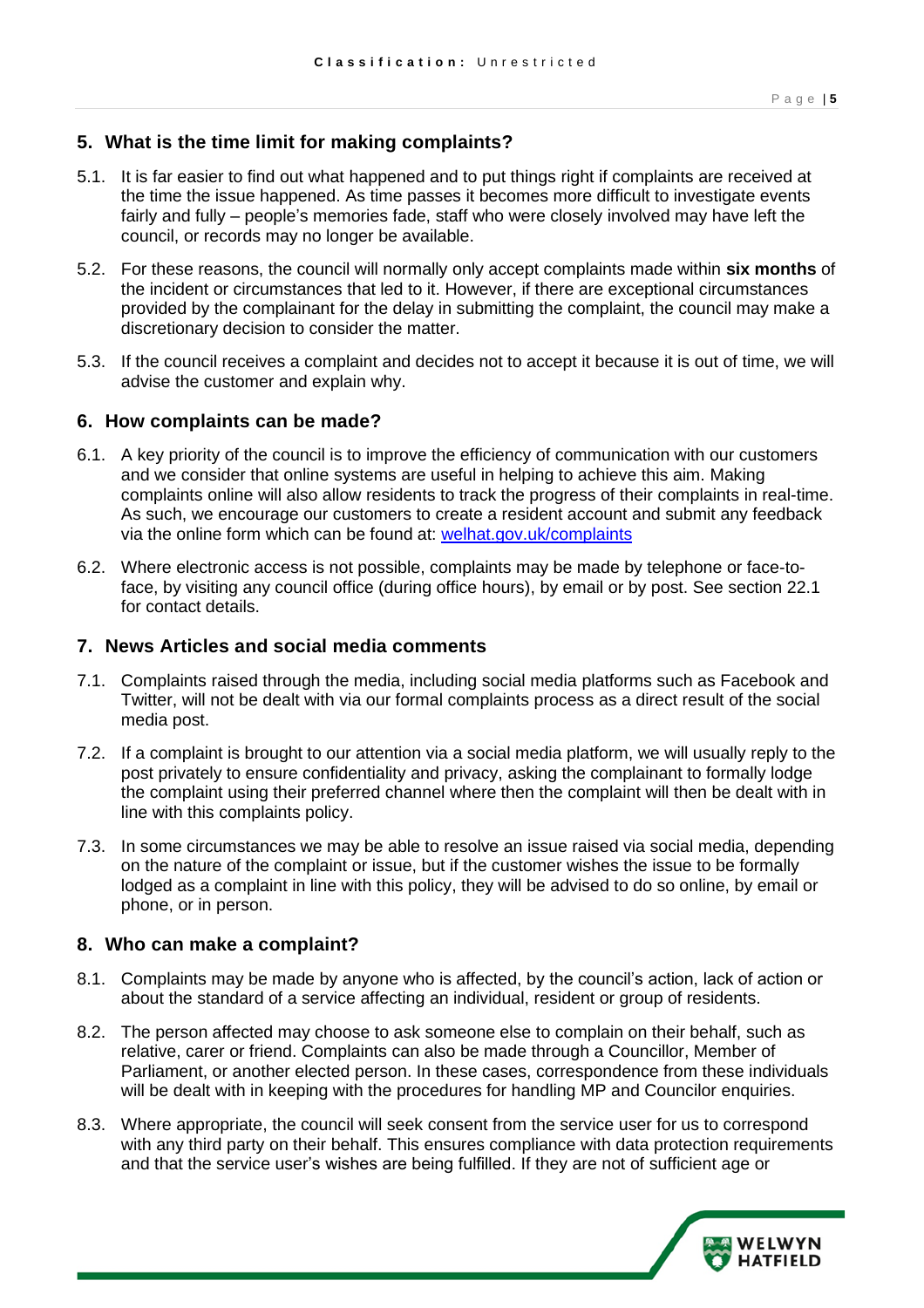## 5. What is the time limit for making complaints?

5.1. It is far easier to find out what happened and to put things right if complaints are received at the time the issue happened. As time passes it becomes more difficult to investigate events fairly and fully – people's memories fade, staff who were closely involved may have left the council, or records may no longer be available.

5.2. For these reasons, the council will normally only accept complaints made within **six months** of the incident or circumstances that led to it. However, if there are exceptional circumstances provided by the complainant for the delay in submitting the complaint, the council may make a discretionary decision to consider the matter.

5.3. If the council receives a complaint and decides not to accept it because it is out of time, we will advise the customer and explain why.

## 6. How complaints can be made?

6.1. A key priority of the council is to improve the efficiency of communication with our customers and we consider that online systems are useful in helping to achieve this aim. Making complaints online will also allow residents to track the progress of their complaints in real-time. As such, we encourage our customers to create a resident account and submit any feedback via the online form which can be found at: [welhat.gov.uk/complaints](welhat.gov.uk/complaints)

6.2. Where electronic access is not possible, complaints may be made by telephone or face-to-face, by visiting any council office (during office hours), by email or by post. See section 22.1 for contact details.

## 7. News Articles and social media comments

7.1. Complaints raised through the media, including social media platforms such as Facebook and Twitter, will not be dealt with via our formal complaints process as a direct result of the social media post.

7.2. If a complaint is brought to our attention via a social media platform, we will usually reply to the post privately to ensure confidentiality and privacy, asking the complainant to formally lodge the complaint using their preferred channel where then the complaint will then be dealt with in line with this complaints policy.

7.3. In some circumstances we may be able to resolve an issue raised via social media, depending on the nature of the complaint or issue, but if the customer wishes the issue to be formally lodged as a complaint in line with this policy, they will be advised to do so online, by email or phone, or in person.

## 8. Who can make a complaint?

8.1. Complaints may be made by anyone who is affected, by the council's action, lack of action or about the standard of a service affecting an individual, resident or group of residents.

8.2. The person affected may choose to ask someone else to complain on their behalf, such as relative, carer or friend. Complaints can also be made through a Councillor, Member of Parliament, or another elected person. In these cases, correspondence from these individuals will be dealt with in keeping with the procedures for handling MP and Councilor enquiries.

8.3. Where appropriate, the council will seek consent from the service user for us to correspond with any third party on their behalf. This ensures compliance with data protection requirements and that the service user's wishes are being fulfilled. If they are not of sufficient age or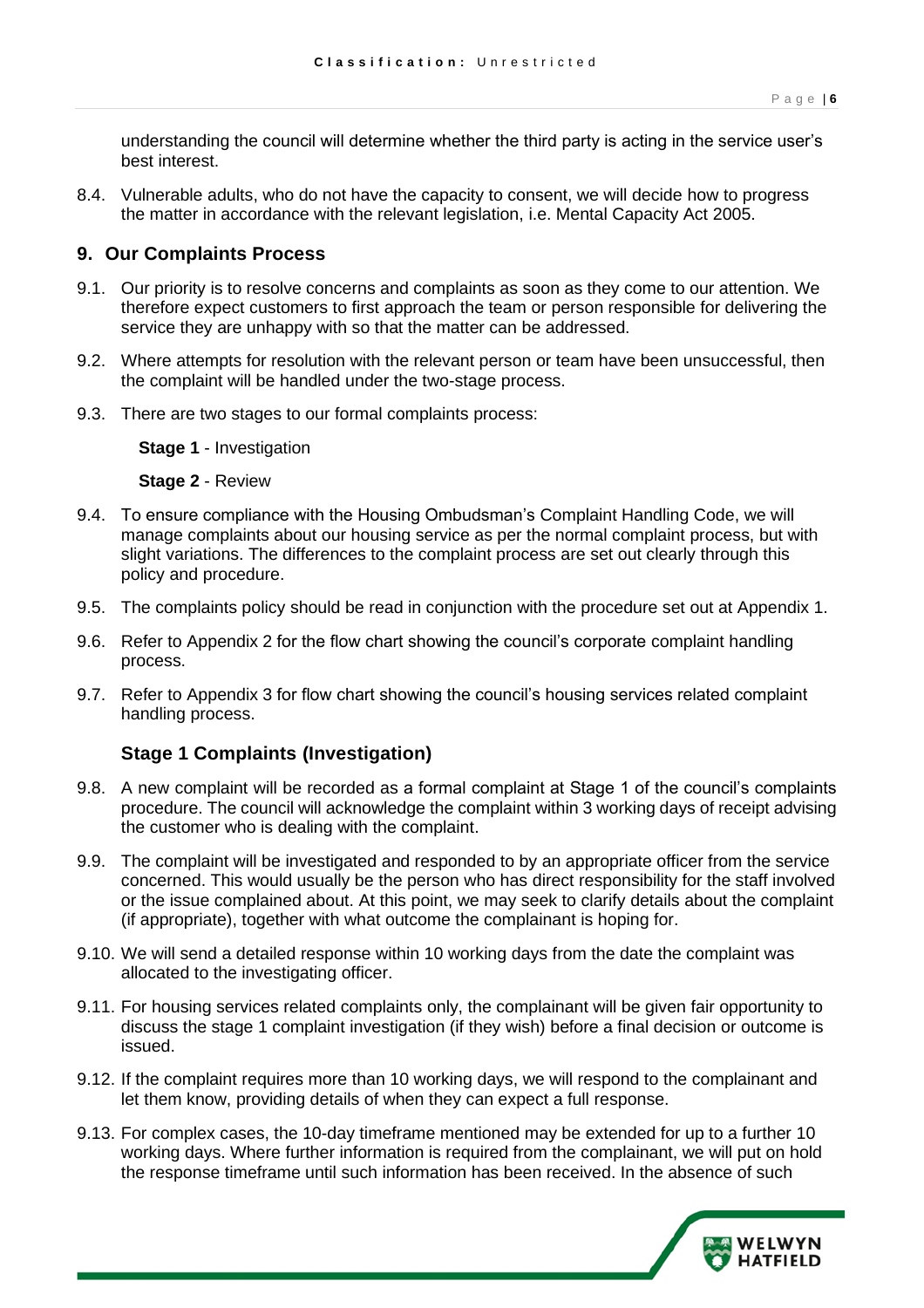understanding the council will determine whether the third party is acting in the service user's best interest.

8.4. Vulnerable adults, who do not have the capacity to consent, we will decide how to progress the matter in accordance with the relevant legislation, i.e. Mental Capacity Act 2005.

## 9. Our Complaints Process

9.1. Our priority is to resolve concerns and complaints as soon as they come to our attention. We therefore expect customers to first approach the team or person responsible for delivering the service they are unhappy with so that the matter can be addressed.

9.2. Where attempts for resolution with the relevant person or team have been unsuccessful, then the complaint will be handled under the two-stage process.

9.3. There are two stages to our formal complaints process:

**Stage 1** - Investigation

**Stage 2** - Review

9.4. To ensure compliance with the Housing Ombudsman's Complaint Handling Code, we will manage complaints about our housing service as per the normal complaint process, but with slight variations. The differences to the complaint process are set out clearly through this policy and procedure.

9.5. The complaints policy should be read in conjunction with the procedure set out at Appendix 1.

9.6. Refer to Appendix 2 for the flow chart showing the council's corporate complaint handling process.

9.7. Refer to Appendix 3 for flow chart showing the council's housing services related complaint handling process.

### Stage 1 Complaints (Investigation)

9.8. A new complaint will be recorded as a formal complaint at Stage 1 of the council's complaints procedure. The council will acknowledge the complaint within 3 working days of receipt advising the customer who is dealing with the complaint.

9.9. The complaint will be investigated and responded to by an appropriate officer from the service concerned. This would usually be the person who has direct responsibility for the staff involved or the issue complained about. At this point, we may seek to clarify details about the complaint (if appropriate), together with what outcome the complainant is hoping for.

9.10. We will send a detailed response within 10 working days from the date the complaint was allocated to the investigating officer.

9.11. For housing services related complaints only, the complainant will be given fair opportunity to discuss the stage 1 complaint investigation (if they wish) before a final decision or outcome is issued.

9.12. If the complaint requires more than 10 working days, we will respond to the complainant and let them know, providing details of when they can expect a full response.

9.13. For complex cases, the 10-day timeframe mentioned may be extended for up to a further 10 working days. Where further information is required from the complainant, we will put on hold the response timeframe until such information has been received. In the absence of such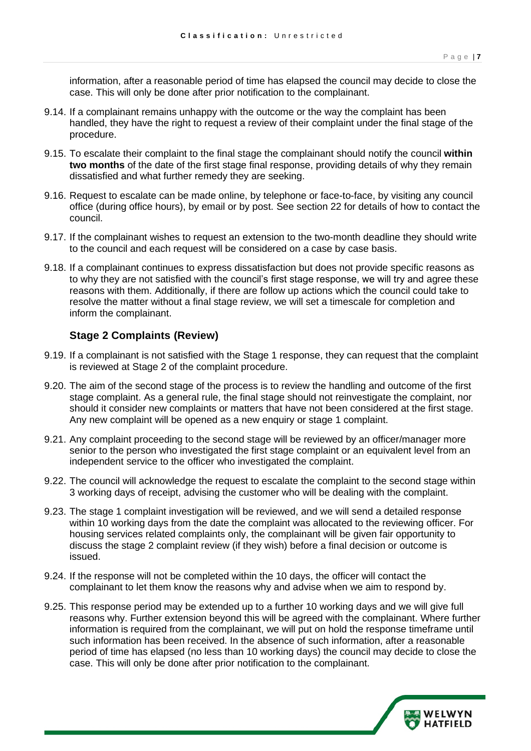information, after a reasonable period of time has elapsed the council may decide to close the case. This will only be done after prior notification to the complainant.

9.14. If a complainant remains unhappy with the outcome or the way the complaint has been handled, they have the right to request a review of their complaint under the final stage of the procedure.

9.15. To escalate their complaint to the final stage the complainant should notify the council **within two months** of the date of the first stage final response, providing details of why they remain dissatisfied and what further remedy they are seeking.

9.16. Request to escalate can be made online, by telephone or face-to-face, by visiting any council office (during office hours), by email or by post. See section 22 for details of how to contact the council.

9.17. If the complainant wishes to request an extension to the two-month deadline they should write to the council and each request will be considered on a case by case basis.

9.18. If a complainant continues to express dissatisfaction but does not provide specific reasons as to why they are not satisfied with the council's first stage response, we will try and agree these reasons with them. Additionally, if there are follow up actions which the council could take to resolve the matter without a final stage review, we will set a timescale for completion and inform the complainant.

### Stage 2 Complaints (Review)

9.19. If a complainant is not satisfied with the Stage 1 response, they can request that the complaint is reviewed at Stage 2 of the complaint procedure.

9.20. The aim of the second stage of the process is to review the handling and outcome of the first stage complaint. As a general rule, the final stage should not reinvestigate the complaint, nor should it consider new complaints or matters that have not been considered at the first stage. Any new complaint will be opened as a new enquiry or stage 1 complaint.

9.21. Any complaint proceeding to the second stage will be reviewed by an officer/manager more senior to the person who investigated the first stage complaint or an equivalent level from an independent service to the officer who investigated the complaint.

9.22. The council will acknowledge the request to escalate the complaint to the second stage within 3 working days of receipt, advising the customer who will be dealing with the complaint.

9.23. The stage 1 complaint investigation will be reviewed, and we will send a detailed response within 10 working days from the date the complaint was allocated to the reviewing officer. For housing services related complaints only, the complainant will be given fair opportunity to discuss the stage 2 complaint review (if they wish) before a final decision or outcome is issued.

9.24. If the response will not be completed within the 10 days, the officer will contact the complainant to let them know the reasons why and advise when we aim to respond by.

9.25. This response period may be extended up to a further 10 working days and we will give full reasons why. Further extension beyond this will be agreed with the complainant. Where further information is required from the complainant, we will put on hold the response timeframe until such information has been received. In the absence of such information, after a reasonable period of time has elapsed (no less than 10 working days) the council may decide to close the case. This will only be done after prior notification to the complainant.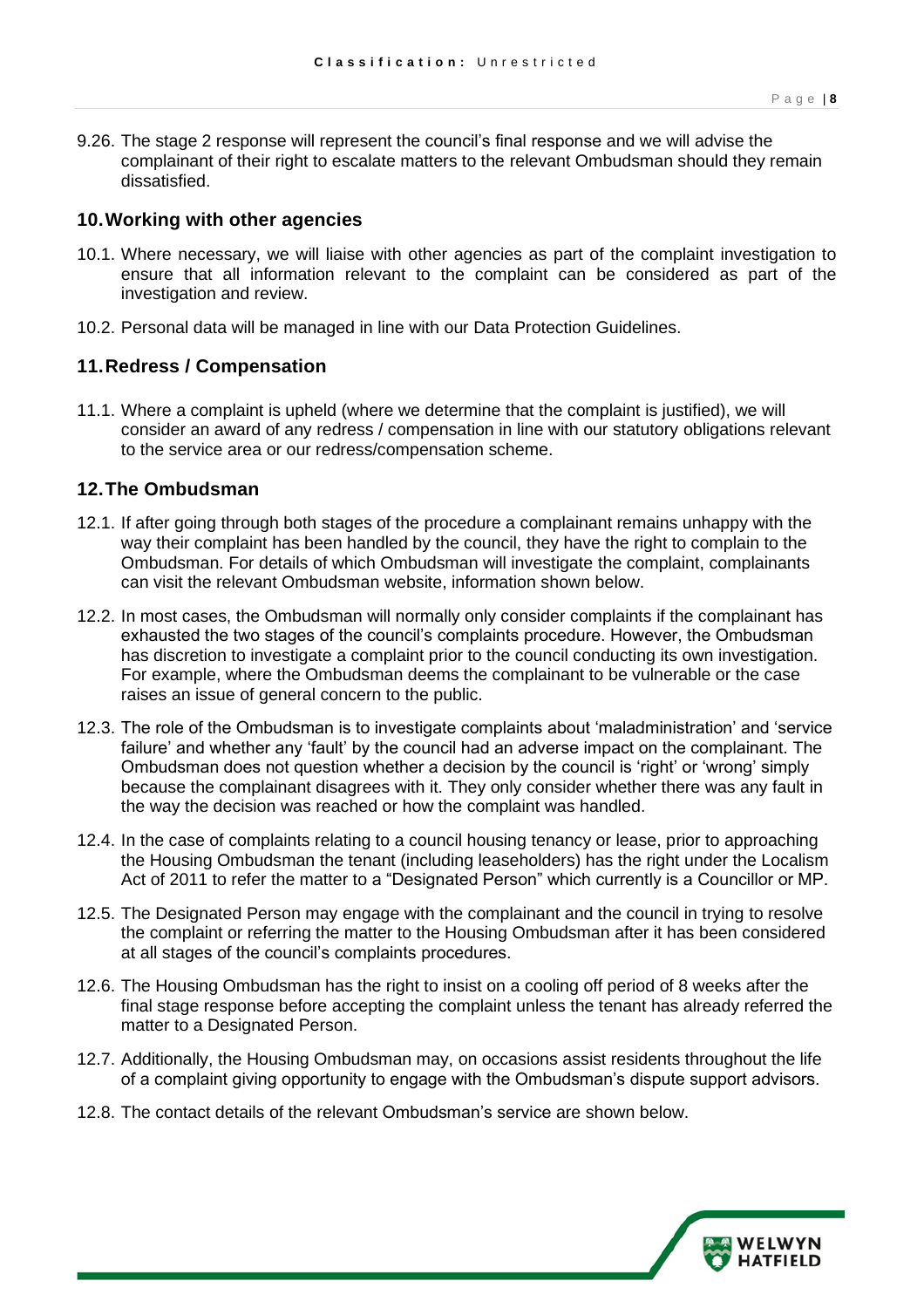9.26. The stage 2 response will represent the council's final response and we will advise the complainant of their right to escalate matters to the relevant Ombudsman should they remain dissatisfied.

## 10. Working with other agencies

10.1. Where necessary, we will liaise with other agencies as part of the complaint investigation to ensure that all information relevant to the complaint can be considered as part of the investigation and review.

10.2. Personal data will be managed in line with our Data Protection Guidelines.

## 11. Redress / Compensation

11.1. Where a complaint is upheld (where we determine that the complaint is justified), we will consider an award of any redress / compensation in line with our statutory obligations relevant to the service area or our redress/compensation scheme.

## 12. The Ombudsman

12.1. If after going through both stages of the procedure a complainant remains unhappy with the way their complaint has been handled by the council, they have the right to complain to the Ombudsman. For details of which Ombudsman will investigate the complaint, complainants can visit the relevant Ombudsman website, information shown below.

12.2. In most cases, the Ombudsman will normally only consider complaints if the complainant has exhausted the two stages of the council's complaints procedure. However, the Ombudsman has discretion to investigate a complaint prior to the council conducting its own investigation. For example, where the Ombudsman deems the complainant to be vulnerable or the case raises an issue of general concern to the public.

12.3. The role of the Ombudsman is to investigate complaints about 'maladministration' and 'service failure' and whether any 'fault' by the council had an adverse impact on the complainant. The Ombudsman does not question whether a decision by the council is 'right' or 'wrong' simply because the complainant disagrees with it. They only consider whether there was any fault in the way the decision was reached or how the complaint was handled.

12.4. In the case of complaints relating to a council housing tenancy or lease, prior to approaching the Housing Ombudsman the tenant (including leaseholders) has the right under the Localism Act of 2011 to refer the matter to a "Designated Person" which currently is a Councillor or MP.

12.5. The Designated Person may engage with the complainant and the council in trying to resolve the complaint or referring the matter to the Housing Ombudsman after it has been considered at all stages of the council's complaints procedures.

12.6. The Housing Ombudsman has the right to insist on a cooling off period of 8 weeks after the final stage response before accepting the complaint unless the tenant has already referred the matter to a Designated Person.

12.7. Additionally, the Housing Ombudsman may, on occasions assist residents throughout the life of a complaint giving opportunity to engage with the Ombudsman's dispute support advisors.

12.8. The contact details of the relevant Ombudsman's service are shown below.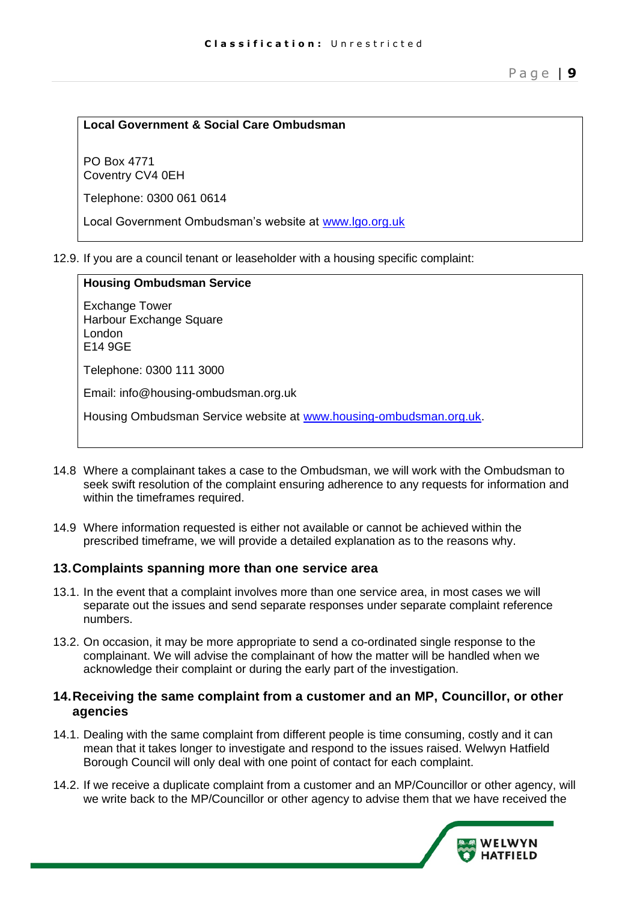**Local Government & Social Care Ombudsman**

PO Box 4771
Coventry CV4 0EH

Telephone: 0300 061 0614

Local Government Ombudsman's website at [www.lgo.org.uk](www.lgo.org.uk)

12.9. If you are a council tenant or leaseholder with a housing specific complaint:

**Housing Ombudsman Service**

Exchange Tower
Harbour Exchange Square
London
E14 9GE

Telephone: 0300 111 3000

Email: info@housing-ombudsman.org.uk

Housing Ombudsman Service website at [www.housing-ombudsman.org.uk](www.housing-ombudsman.org.uk).

14.8 Where a complainant takes a case to the Ombudsman, we will work with the Ombudsman to seek swift resolution of the complaint ensuring adherence to any requests for information and within the timeframes required.

14.9 Where information requested is either not available or cannot be achieved within the prescribed timeframe, we will provide a detailed explanation as to the reasons why.

## 13. Complaints spanning more than one service area

13.1. In the event that a complaint involves more than one service area, in most cases we will separate out the issues and send separate responses under separate complaint reference numbers.

13.2. On occasion, it may be more appropriate to send a co-ordinated single response to the complainant. We will advise the complainant of how the matter will be handled when we acknowledge their complaint or during the early part of the investigation.

## 14. Receiving the same complaint from a customer and an MP, Councillor, or other agencies

14.1. Dealing with the same complaint from different people is time consuming, costly and it can mean that it takes longer to investigate and respond to the issues raised. Welwyn Hatfield Borough Council will only deal with one point of contact for each complaint.

14.2. If we receive a duplicate complaint from a customer and an MP/Councillor or other agency, will we write back to the MP/Councillor or other agency to advise them that we have received the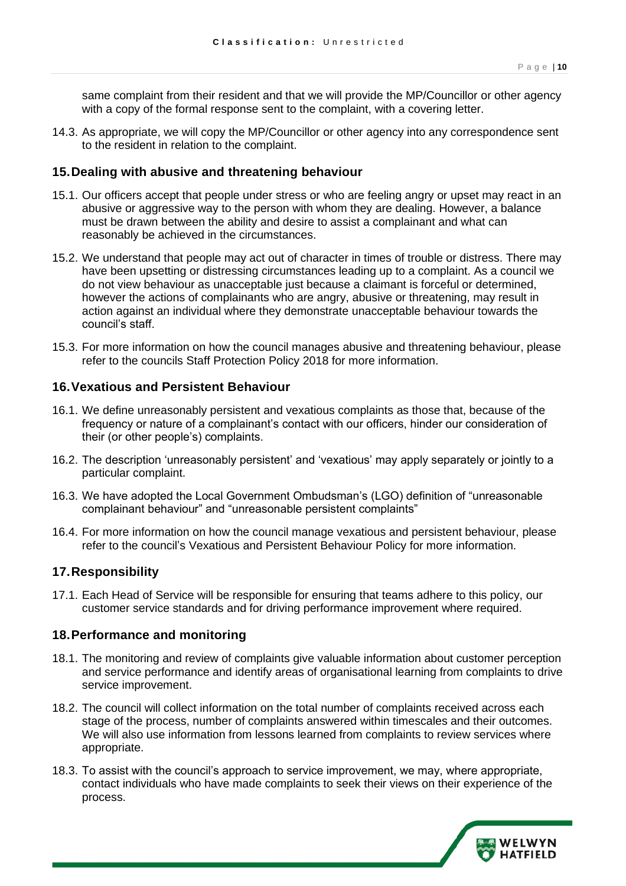same complaint from their resident and that we will provide the MP/Councillor or other agency with a copy of the formal response sent to the complaint, with a covering letter.

14.3. As appropriate, we will copy the MP/Councillor or other agency into any correspondence sent to the resident in relation to the complaint.

## 15. Dealing with abusive and threatening behaviour

15.1. Our officers accept that people under stress or who are feeling angry or upset may react in an abusive or aggressive way to the person with whom they are dealing. However, a balance must be drawn between the ability and desire to assist a complainant and what can reasonably be achieved in the circumstances.

15.2. We understand that people may act out of character in times of trouble or distress. There may have been upsetting or distressing circumstances leading up to a complaint. As a council we do not view behaviour as unacceptable just because a claimant is forceful or determined, however the actions of complainants who are angry, abusive or threatening, may result in action against an individual where they demonstrate unacceptable behaviour towards the council's staff.

15.3. For more information on how the council manages abusive and threatening behaviour, please refer to the councils Staff Protection Policy 2018 for more information.

## 16. Vexatious and Persistent Behaviour

16.1. We define unreasonably persistent and vexatious complaints as those that, because of the frequency or nature of a complainant's contact with our officers, hinder our consideration of their (or other people's) complaints.

16.2. The description 'unreasonably persistent' and 'vexatious' may apply separately or jointly to a particular complaint.

16.3. We have adopted the Local Government Ombudsman's (LGO) definition of "unreasonable complainant behaviour" and "unreasonable persistent complaints"

16.4. For more information on how the council manage vexatious and persistent behaviour, please refer to the council's Vexatious and Persistent Behaviour Policy for more information.

## 17. Responsibility

17.1. Each Head of Service will be responsible for ensuring that teams adhere to this policy, our customer service standards and for driving performance improvement where required.

## 18. Performance and monitoring

18.1. The monitoring and review of complaints give valuable information about customer perception and service performance and identify areas of organisational learning from complaints to drive service improvement.

18.2. The council will collect information on the total number of complaints received across each stage of the process, number of complaints answered within timescales and their outcomes. We will also use information from lessons learned from complaints to review services where appropriate.

18.3. To assist with the council's approach to service improvement, we may, where appropriate, contact individuals who have made complaints to seek their views on their experience of the process.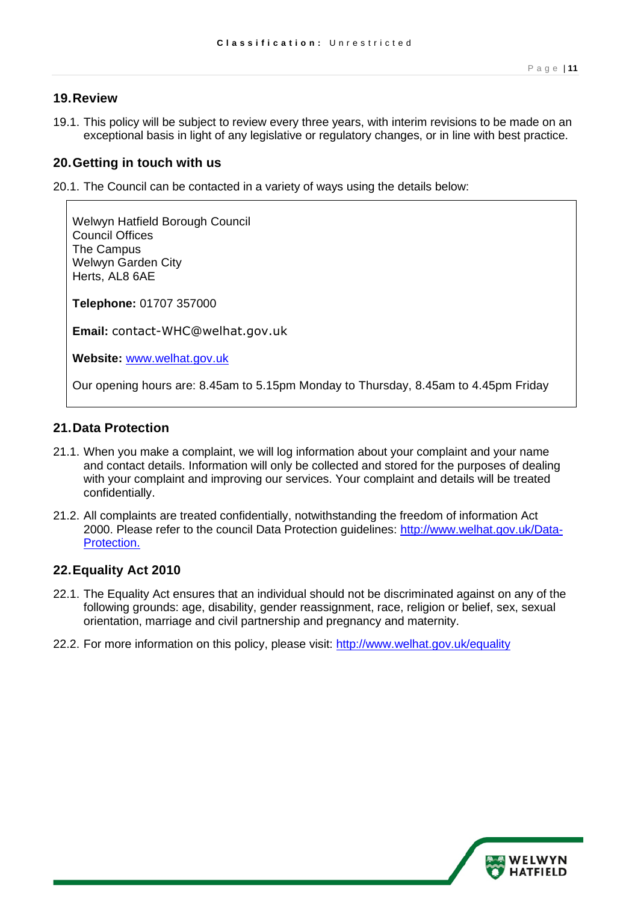## 19. Review

19.1. This policy will be subject to review every three years, with interim revisions to be made on an exceptional basis in light of any legislative or regulatory changes, or in line with best practice.

## 20. Getting in touch with us

20.1. The Council can be contacted in a variety of ways using the details below:

> Welwyn Hatfield Borough Council
> Council Offices
> The Campus
> Welwyn Garden City
> Herts, AL8 6AE
>
> **Telephone:** 01707 357000
>
> **Email:** contact-WHC@welhat.gov.uk
>
> **Website:** [www.welhat.gov.uk](http://www.welhat.gov.uk)
>
> Our opening hours are: 8.45am to 5.15pm Monday to Thursday, 8.45am to 4.45pm Friday

## 21. Data Protection

21.1. When you make a complaint, we will log information about your complaint and your name and contact details. Information will only be collected and stored for the purposes of dealing with your complaint and improving our services. Your complaint and details will be treated confidentially.

21.2. All complaints are treated confidentially, notwithstanding the freedom of information Act 2000. Please refer to the council Data Protection guidelines: [http://www.welhat.gov.uk/Data-Protection.](http://www.welhat.gov.uk/Data-Protection)

## 22. Equality Act 2010

22.1. The Equality Act ensures that an individual should not be discriminated against on any of the following grounds: age, disability, gender reassignment, race, religion or belief, sex, sexual orientation, marriage and civil partnership and pregnancy and maternity.

22.2. For more information on this policy, please visit: [http://www.welhat.gov.uk/equality](http://www.welhat.gov.uk/equality)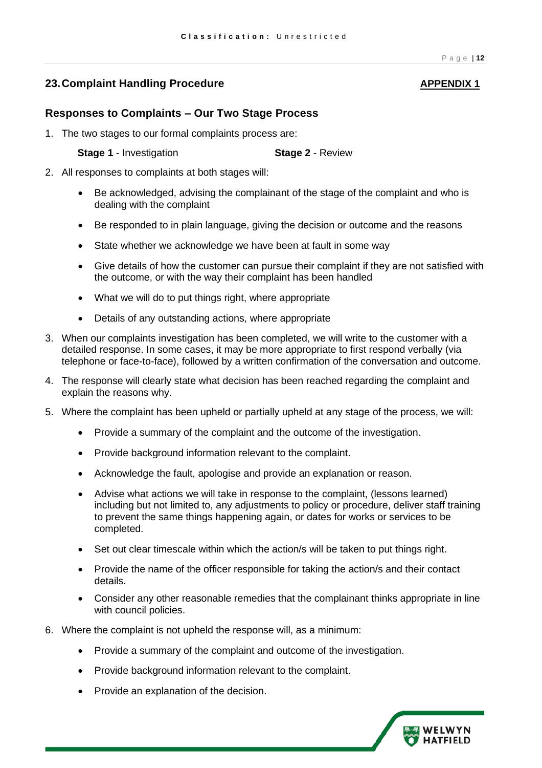## 23. Complaint Handling Procedure

**APPENDIX 1**

### Responses to Complaints – Our Two Stage Process

1. The two stages to our formal complaints process are:

   **Stage 1** - Investigation **Stage 2** - Review

2. All responses to complaints at both stages will:

   - Be acknowledged, advising the complainant of the stage of the complaint and who is dealing with the complaint
   - Be responded to in plain language, giving the decision or outcome and the reasons
   - State whether we acknowledge we have been at fault in some way
   - Give details of how the customer can pursue their complaint if they are not satisfied with the outcome, or with the way their complaint has been handled
   - What we will do to put things right, where appropriate
   - Details of any outstanding actions, where appropriate

3. When our complaints investigation has been completed, we will write to the customer with a detailed response. In some cases, it may be more appropriate to first respond verbally (via telephone or face-to-face), followed by a written confirmation of the conversation and outcome.

4. The response will clearly state what decision has been reached regarding the complaint and explain the reasons why.

5. Where the complaint has been upheld or partially upheld at any stage of the process, we will:

   - Provide a summary of the complaint and the outcome of the investigation.
   - Provide background information relevant to the complaint.
   - Acknowledge the fault, apologise and provide an explanation or reason.
   - Advise what actions we will take in response to the complaint, (lessons learned) including but not limited to, any adjustments to policy or procedure, deliver staff training to prevent the same things happening again, or dates for works or services to be completed.
   - Set out clear timescale within which the action/s will be taken to put things right.
   - Provide the name of the officer responsible for taking the action/s and their contact details.
   - Consider any other reasonable remedies that the complainant thinks appropriate in line with council policies.

6. Where the complaint is not upheld the response will, as a minimum:

   - Provide a summary of the complaint and outcome of the investigation.
   - Provide background information relevant to the complaint.
   - Provide an explanation of the decision.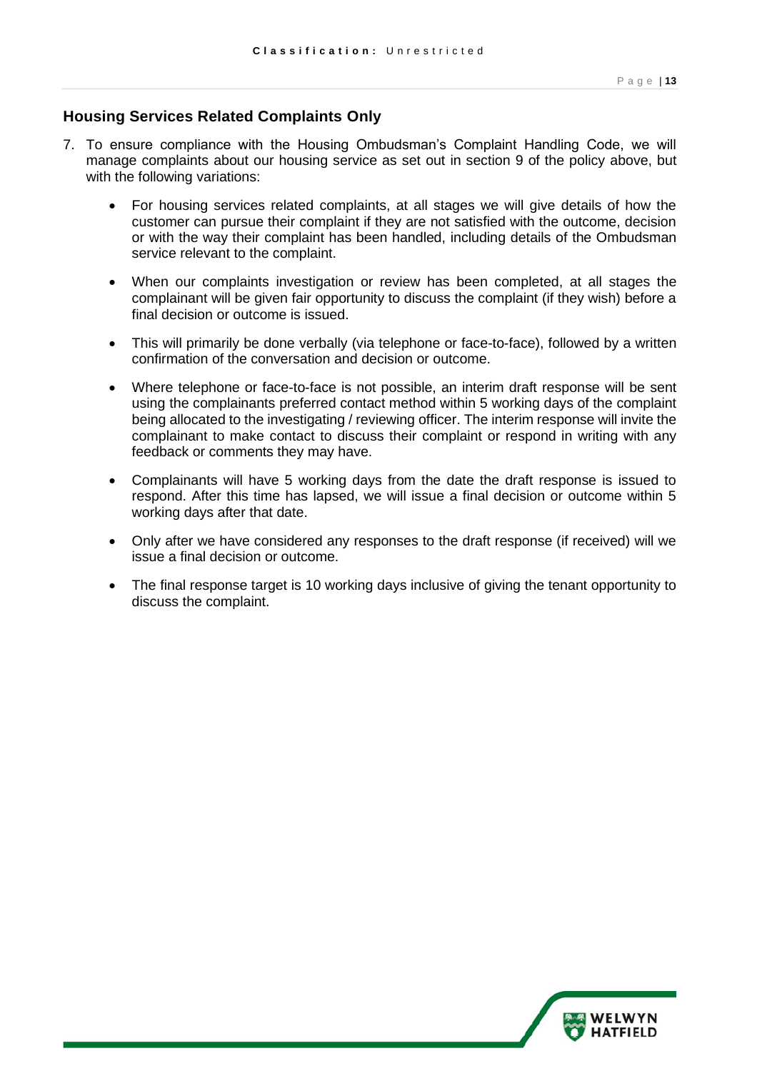## Housing Services Related Complaints Only

7. To ensure compliance with the Housing Ombudsman's Complaint Handling Code, we will manage complaints about our housing service as set out in section 9 of the policy above, but with the following variations:

    - For housing services related complaints, at all stages we will give details of how the customer can pursue their complaint if they are not satisfied with the outcome, decision or with the way their complaint has been handled, including details of the Ombudsman service relevant to the complaint.

    - When our complaints investigation or review has been completed, at all stages the complainant will be given fair opportunity to discuss the complaint (if they wish) before a final decision or outcome is issued.

    - This will primarily be done verbally (via telephone or face-to-face), followed by a written confirmation of the conversation and decision or outcome.

    - Where telephone or face-to-face is not possible, an interim draft response will be sent using the complainants preferred contact method within 5 working days of the complaint being allocated to the investigating / reviewing officer. The interim response will invite the complainant to make contact to discuss their complaint or respond in writing with any feedback or comments they may have.

    - Complainants will have 5 working days from the date the draft response is issued to respond. After this time has lapsed, we will issue a final decision or outcome within 5 working days after that date.

    - Only after we have considered any responses to the draft response (if received) will we issue a final decision or outcome.

    - The final response target is 10 working days inclusive of giving the tenant opportunity to discuss the complaint.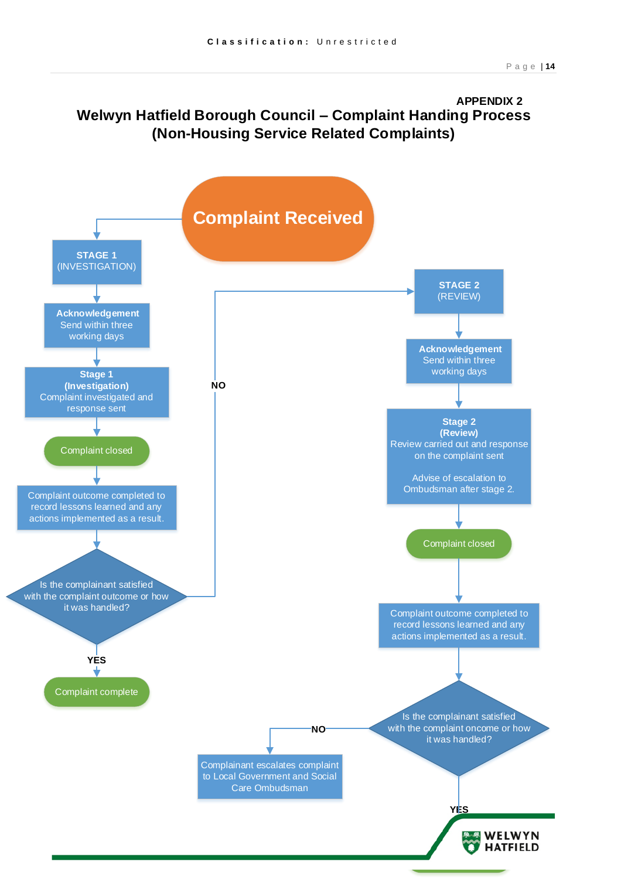APPENDIX 2

# Welwyn Hatfield Borough Council – Complaint Handing Process (Non-Housing Service Related Complaints)

**Complaint Received**

**STAGE 1** (INVESTIGATION)

**Acknowledgement** Send within three working days

**Stage 1 (Investigation)** Complaint investigated and response sent

Complaint closed

Complaint outcome completed to record lessons learned and any actions implemented as a result.

Is the complainant satisfied with the complaint outcome or how it was handled?

YES → Complaint complete

NO → **STAGE 2** (REVIEW)

**Acknowledgement** Send within three working days

**Stage 2 (Review)** Review carried out and response on the complaint sent

Advise of escalation to Ombudsman after stage 2.

Complaint closed

Complaint outcome completed to record lessons learned and any actions implemented as a result.

Is the complainant satisfied with the complaint oncome or how it was handled?

NO → Complainant escalates complaint to Local Government and Social Care Ombudsman

YES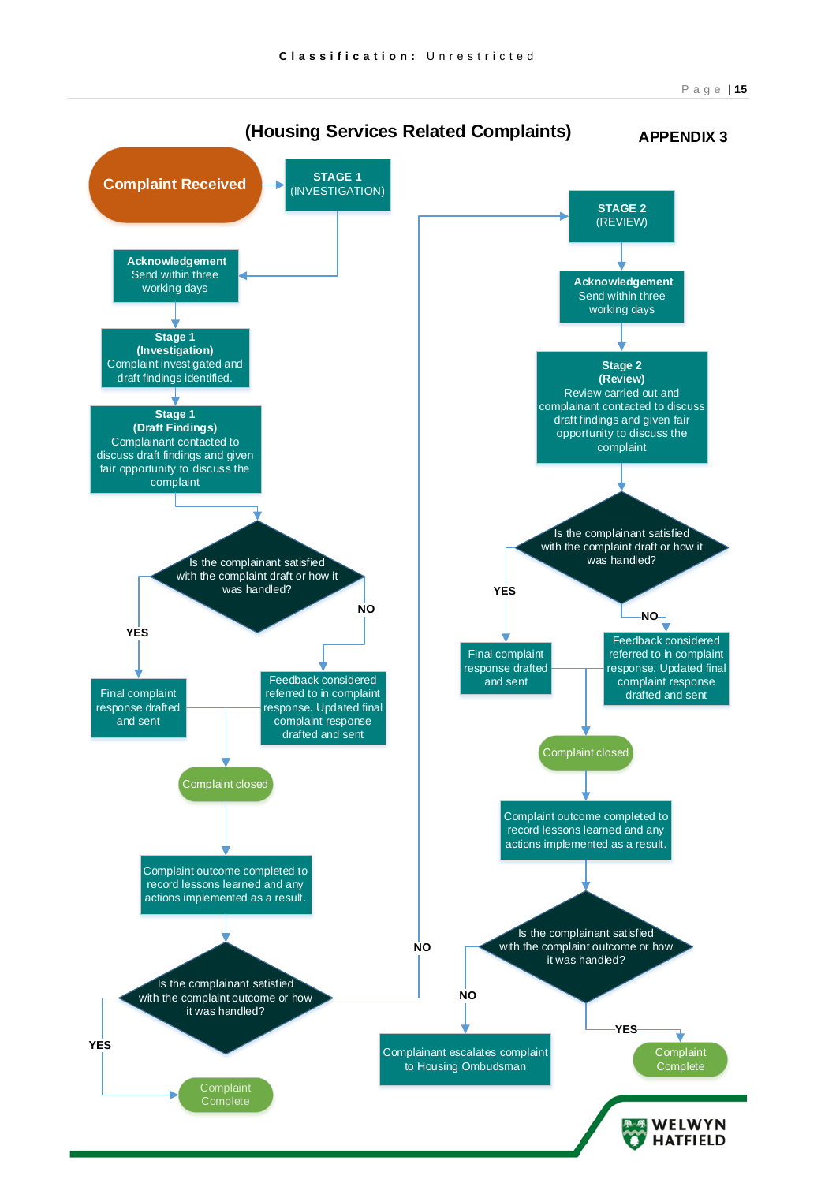# (Housing Services Related Complaints)

## APPENDIX 3

**Complaint Received** → **STAGE 1 (INVESTIGATION)**

**Stage 1**

- **Acknowledgement** Send within three working days
- **Stage 1 (Investigation)** Complaint investigated and draft findings identified.
- **Stage 1 (Draft Findings)** Complainant contacted to discuss draft findings and given fair opportunity to discuss the complaint
- Is the complainant satisfied with the complaint draft or how it was handled?
  - **YES**: Final complaint response drafted and sent
  - **NO**: Feedback considered referred to in complaint response. Updated final complaint response drafted and sent
- Complaint closed
- Complaint outcome completed to record lessons learned and any actions implemented as a result.
- Is the complainant satisfied with the complaint outcome or how it was handled?
  - **YES**: Complaint Complete
  - **NO**: → STAGE 2 (REVIEW)

**STAGE 2 (REVIEW)**

- **Acknowledgement** Send within three working days
- **Stage 2 (Review)** Review carried out and complainant contacted to discuss draft findings and given fair opportunity to discuss the complaint
- Is the complainant satisfied with the complaint draft or how it was handled?
  - **YES**: Final complaint response drafted and sent
  - **NO**: Feedback considered referred to in complaint response. Updated final complaint response drafted and sent
- Complaint closed
- Complaint outcome completed to record lessons learned and any actions implemented as a result.
- Is the complainant satisfied with the complaint outcome or how it was handled?
  - **NO**: Complainant escalates complaint to Housing Ombudsman
  - **YES**: Complaint Complete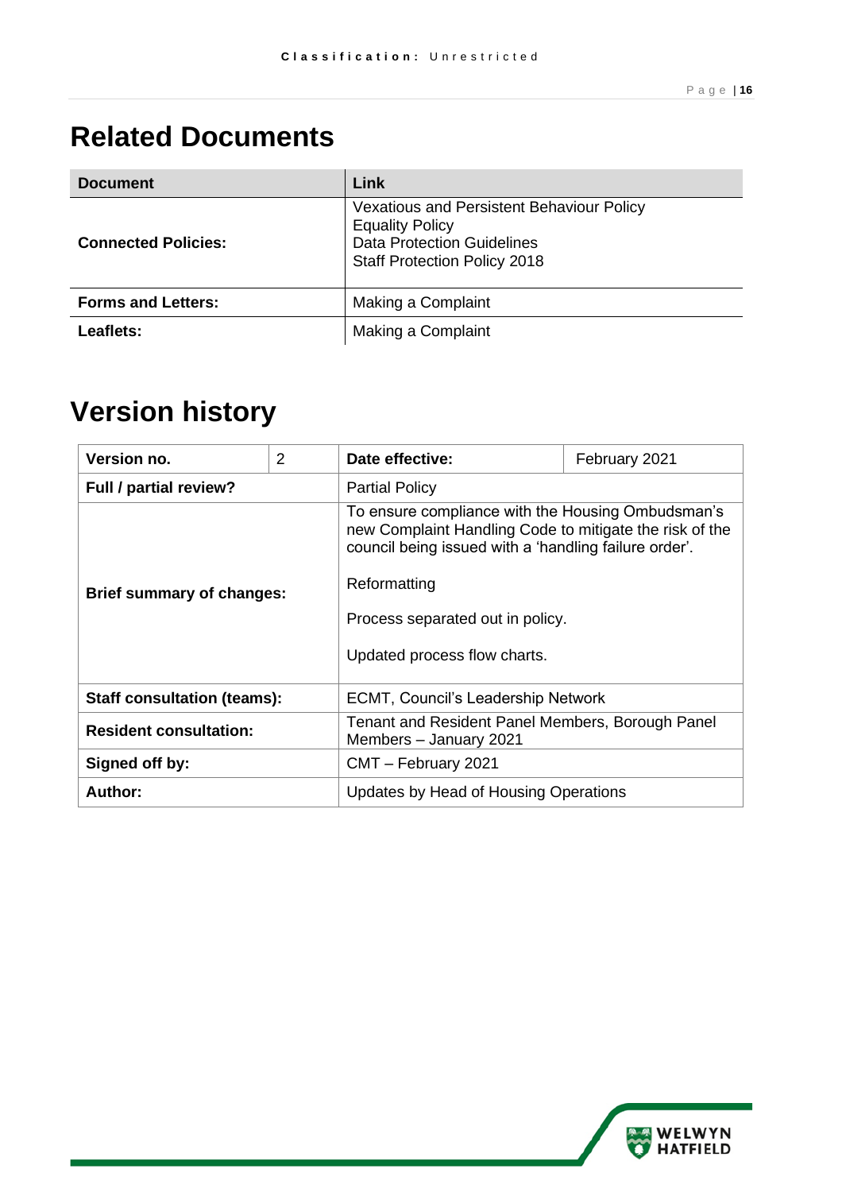## Related Documents

| Document | Link |
|---|---|
| **Connected Policies:** | Vexatious and Persistent Behaviour Policy<br>Equality Policy<br>Data Protection Guidelines<br>Staff Protection Policy 2018 |
| **Forms and Letters:** | Making a Complaint |
| **Leaflets:** | Making a Complaint |

## Version history

| **Version no.** | 2 | **Date effective:** | February 2021 |
|---|---|---|---|
| **Full / partial review?** | | Partial Policy | |
| **Brief summary of changes:** | | To ensure compliance with the Housing Ombudsman's new Complaint Handling Code to mitigate the risk of the council being issued with a 'handling failure order'.<br><br>Reformatting<br><br>Process separated out in policy.<br><br>Updated process flow charts. | |
| **Staff consultation (teams):** | | ECMT, Council's Leadership Network | |
| **Resident consultation:** | | Tenant and Resident Panel Members, Borough Panel Members – January 2021 | |
| **Signed off by:** | | CMT – February 2021 | |
| **Author:** | | Updates by Head of Housing Operations | |